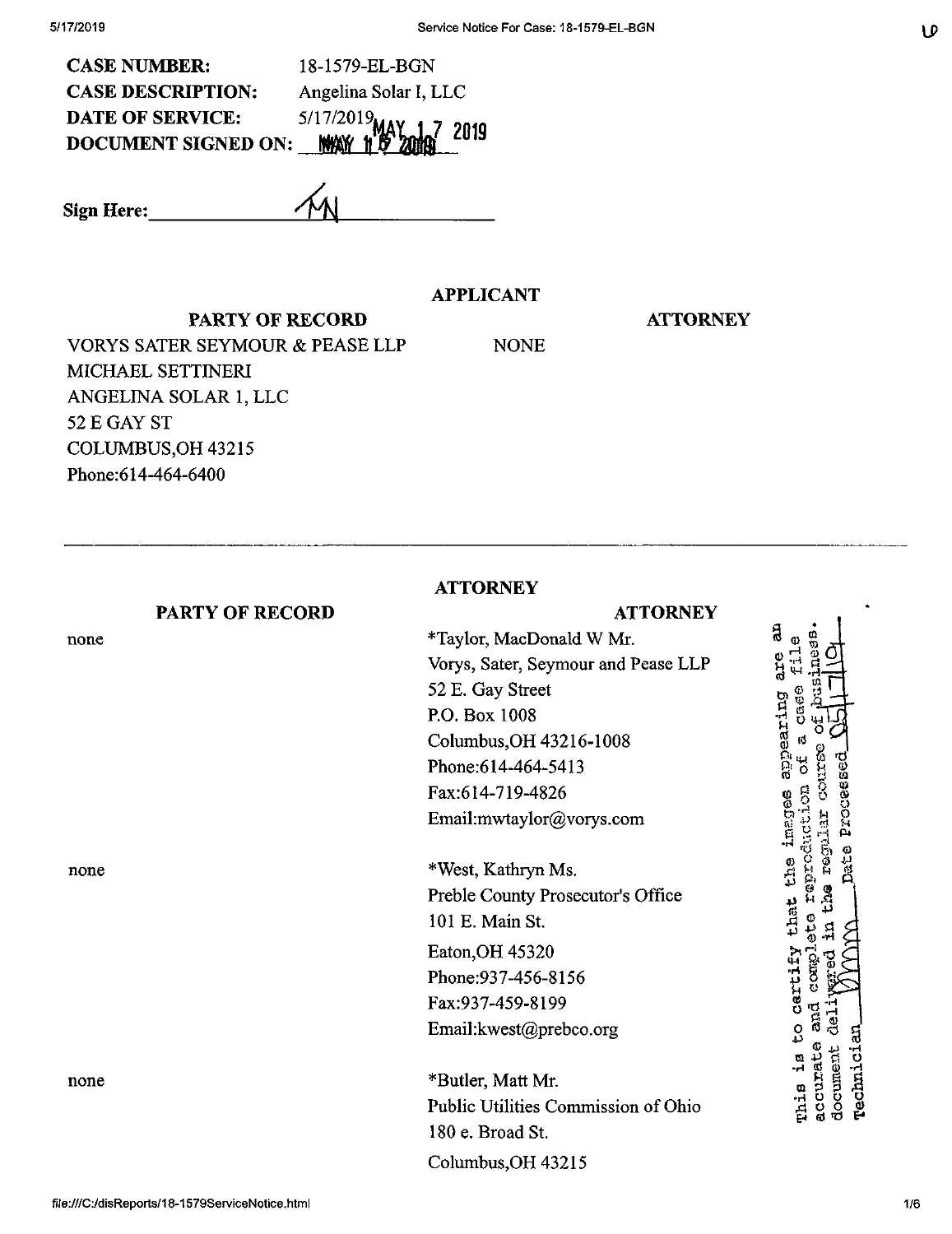| | |
|---|---|
| **CASE NUMBER:** | 18-1579-EL-BGN |
| **CASE DESCRIPTION:** | Angelina Solar I, LLC |
| **DATE OF SERVICE:** | 5/17/2019 MAY 17 2019 |
| **DOCUMENT SIGNED ON:** | MAY 17 2019 |

**Sign Here:** TN

## APPLICANT

| PARTY OF RECORD | ATTORNEY |
|---|---|
| VORYS SATER SEYMOUR & PEASE LLP<br>MICHAEL SETTINERI<br>ANGELINA SOLAR 1, LLC<br>52 E GAY ST<br>COLUMBUS,OH 43215<br>Phone:614-464-6400 | NONE |

---

## ATTORNEY

| PARTY OF RECORD | ATTORNEY |
|---|---|
| none | *Taylor, MacDonald W Mr.<br>Vorys, Sater, Seymour and Pease LLP<br>52 E. Gay Street<br>P.O. Box 1008<br>Columbus,OH 43216-1008<br>Phone:614-464-5413<br>Fax:614-719-4826<br>Email:mwtaylor@vorys.com |
| none | *West, Kathryn Ms.<br>Preble County Prosecutor's Office<br>101 E. Main St.<br>Eaton,OH 45320<br>Phone:937-456-8156<br>Fax:937-459-8199<br>Email:kwest@prebco.org |
| none | *Butler, Matt Mr.<br>Public Utilities Commission of Ohio<br>180 e. Broad St.<br>Columbus,OH 43215 |

This is to certify that the images appearing are an accurate and complete reproduction of a case file document delivered in the regular course of business. Technician Dmm Date Processed 05/17/19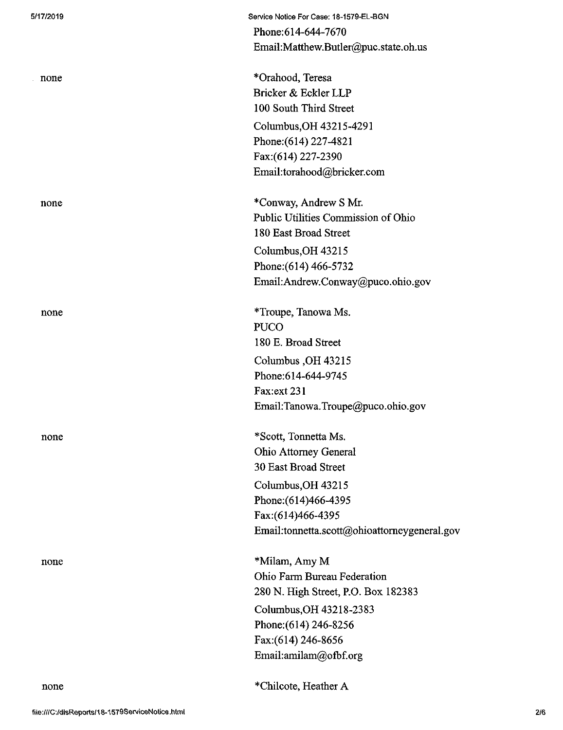Phone:614-644-7670
Email:Matthew.Butler@puc.state.oh.us

| | |
|---|---|
| none | *Orahood, Teresa<br>Bricker & Eckler LLP<br>100 South Third Street<br>Columbus,OH 43215-4291<br>Phone:(614) 227-4821<br>Fax:(614) 227-2390<br>Email:torahood@bricker.com |
| none | *Conway, Andrew S Mr.<br>Public Utilities Commission of Ohio<br>180 East Broad Street<br>Columbus,OH 43215<br>Phone:(614) 466-5732<br>Email:Andrew.Conway@puco.ohio.gov |
| none | *Troupe, Tanowa Ms.<br>PUCO<br>180 E. Broad Street<br>Columbus ,OH 43215<br>Phone:614-644-9745<br>Fax:ext 231<br>Email:Tanowa.Troupe@puco.ohio.gov |
| none | *Scott, Tonnetta Ms.<br>Ohio Attorney General<br>30 East Broad Street<br>Columbus,OH 43215<br>Phone:(614)466-4395<br>Fax:(614)466-4395<br>Email:tonnetta.scott@ohioattorneygeneral.gov |
| none | *Milam, Amy M<br>Ohio Farm Bureau Federation<br>280 N. High Street, P.O. Box 182383<br>Columbus,OH 43218-2383<br>Phone:(614) 246-8256<br>Fax:(614) 246-8656<br>Email:amilam@ofbf.org |
| none | *Chilcote, Heather A |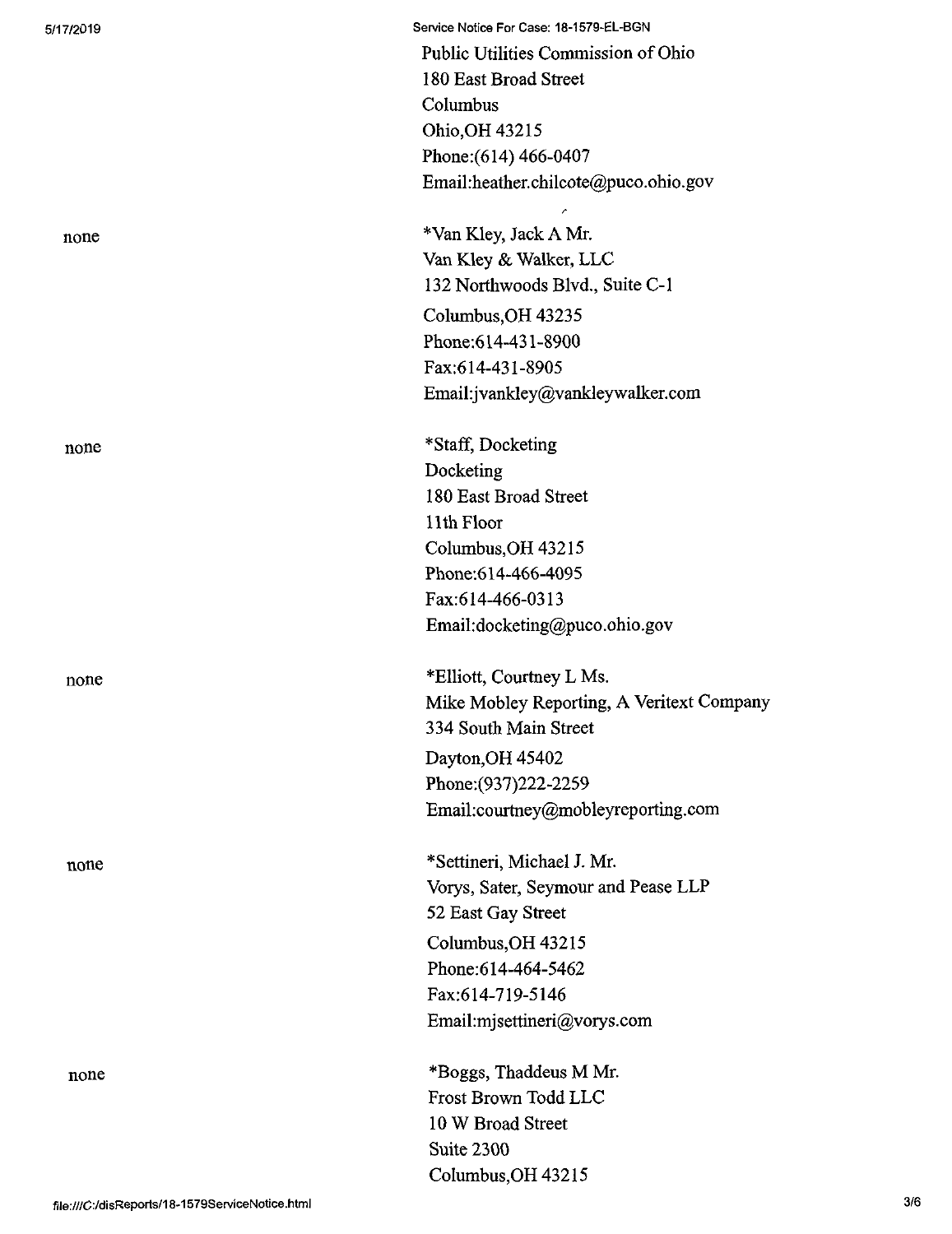Public Utilities Commission of Ohio
180 East Broad Street
Columbus
Ohio,OH 43215
Phone:(614) 466-0407
Email:heather.chilcote@puco.ohio.gov

none

*Van Kley, Jack A Mr.
Van Kley & Walker, LLC
132 Northwoods Blvd., Suite C-1
Columbus,OH 43235
Phone:614-431-8900
Fax:614-431-8905
Email:jvankley@vankleywalker.com

none

*Staff, Docketing
Docketing
180 East Broad Street
11th Floor
Columbus,OH 43215
Phone:614-466-4095
Fax:614-466-0313
Email:docketing@puco.ohio.gov

none

*Elliott, Courtney L Ms.
Mike Mobley Reporting, A Veritext Company
334 South Main Street
Dayton,OH 45402
Phone:(937)222-2259
Email:courtney@mobleyreporting.com

none

*Settineri, Michael J. Mr.
Vorys, Sater, Seymour and Pease LLP
52 East Gay Street
Columbus,OH 43215
Phone:614-464-5462
Fax:614-719-5146
Email:mjsettineri@vorys.com

none

*Boggs, Thaddeus M Mr.
Frost Brown Todd LLC
10 W Broad Street
Suite 2300
Columbus,OH 43215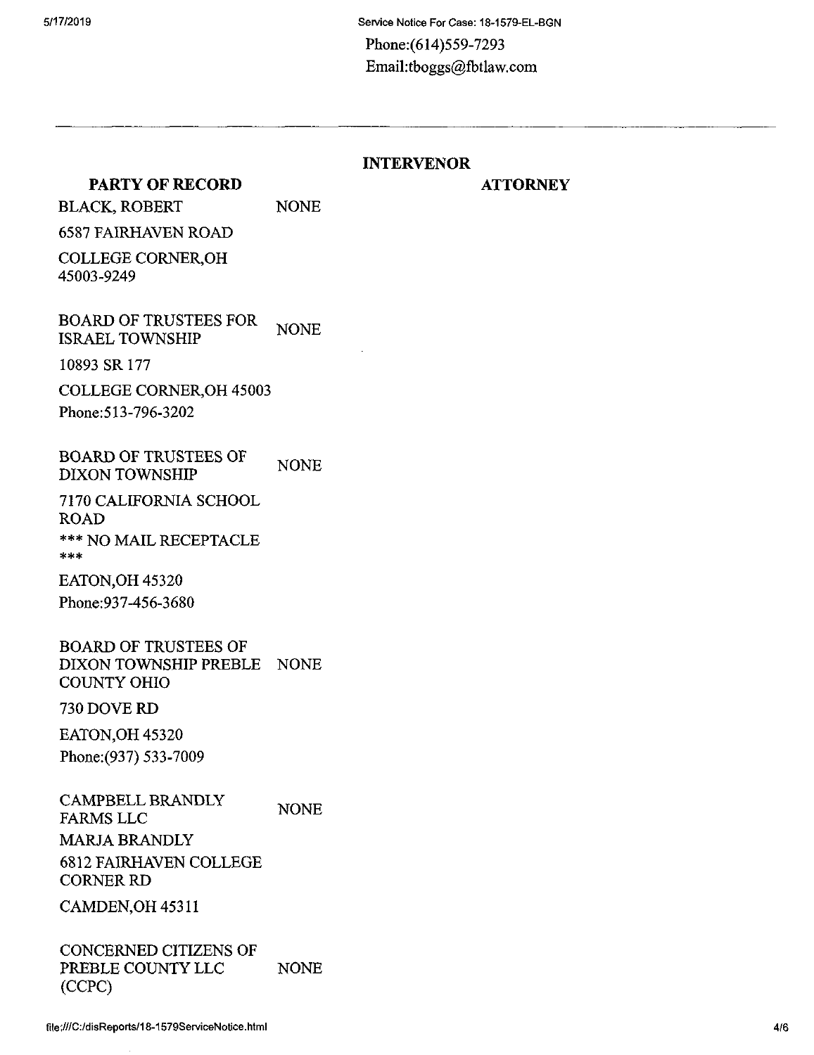Phone:(614)559-7293
Email:tboggs@fbtlaw.com

---

**INTERVENOR**

| PARTY OF RECORD | | ATTORNEY |
|---|---|---|
| BLACK, ROBERT<br>6587 FAIRHAVEN ROAD<br>COLLEGE CORNER,OH 45003-9249 | NONE | |
| BOARD OF TRUSTEES FOR ISRAEL TOWNSHIP<br>10893 SR 177<br>COLLEGE CORNER,OH 45003<br>Phone:513-796-3202 | NONE | |
| BOARD OF TRUSTEES OF DIXON TOWNSHIP<br>7170 CALIFORNIA SCHOOL ROAD<br>*** NO MAIL RECEPTACLE ***<br>EATON,OH 45320<br>Phone:937-456-3680 | NONE | |
| BOARD OF TRUSTEES OF DIXON TOWNSHIP PREBLE COUNTY OHIO<br>730 DOVE RD<br>EATON,OH 45320<br>Phone:(937) 533-7009 | NONE | |
| CAMPBELL BRANDLY FARMS LLC<br>MARJA BRANDLY<br>6812 FAIRHAVEN COLLEGE CORNER RD<br>CAMDEN,OH 45311 | NONE | |
| CONCERNED CITIZENS OF PREBLE COUNTY LLC (CCPC) | NONE | |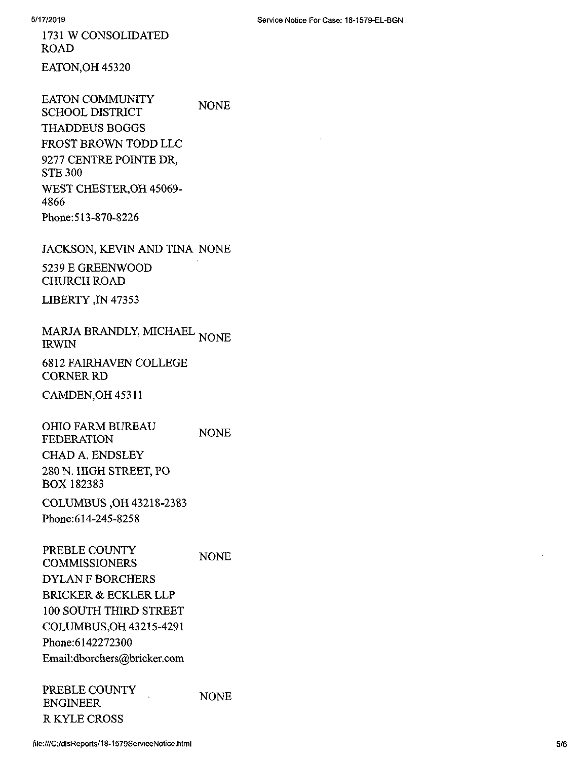1731 W CONSOLIDATED ROAD

EATON,OH 45320

EATON COMMUNITY SCHOOL DISTRICT — NONE

THADDEUS BOGGS

FROST BROWN TODD LLC

9277 CENTRE POINTE DR, STE 300

WEST CHESTER,OH 45069-4866

Phone:513-870-8226

JACKSON, KEVIN AND TINA — NONE

5239 E GREENWOOD CHURCH ROAD

LIBERTY ,IN 47353

MARJA BRANDLY, MICHAEL IRWIN — NONE

6812 FAIRHAVEN COLLEGE CORNER RD

CAMDEN,OH 45311

OHIO FARM BUREAU FEDERATION — NONE

CHAD A. ENDSLEY

280 N. HIGH STREET, PO BOX 182383

COLUMBUS ,OH 43218-2383

Phone:614-245-8258

PREBLE COUNTY COMMISSIONERS — NONE

DYLAN F BORCHERS

BRICKER & ECKLER LLP

100 SOUTH THIRD STREET

COLUMBUS,OH 43215-4291

Phone:6142272300

Email:dborchers@bricker.com

PREBLE COUNTY ENGINEER — NONE

R KYLE CROSS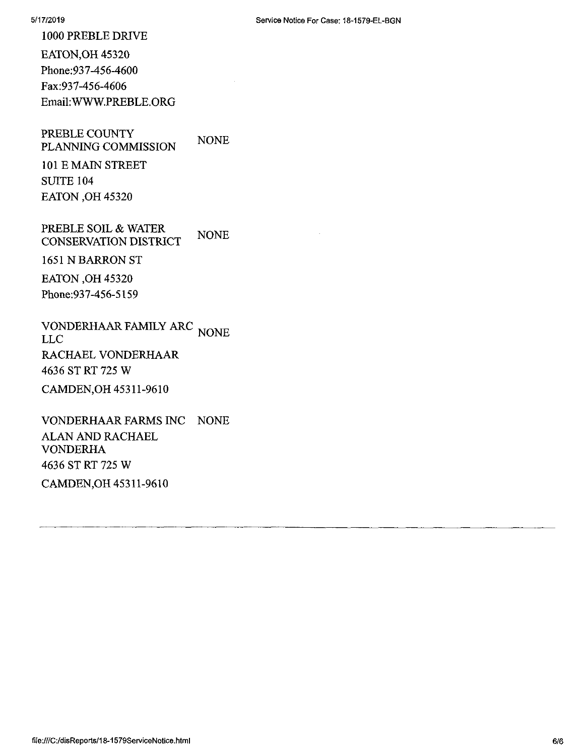1000 PREBLE DRIVE
EATON,OH 45320
Phone:937-456-4600
Fax:937-456-4606
Email:WWW.PREBLE.ORG

| | |
|---|---|
| PREBLE COUNTY PLANNING COMMISSION<br>101 E MAIN STREET<br>SUITE 104<br>EATON ,OH 45320 | NONE |
| PREBLE SOIL & WATER CONSERVATION DISTRICT<br>1651 N BARRON ST<br>EATON ,OH 45320<br>Phone:937-456-5159 | NONE |
| VONDERHAAR FAMILY ARC LLC<br>RACHAEL VONDERHAAR<br>4636 ST RT 725 W<br>CAMDEN,OH 45311-9610 | NONE |
| VONDERHAAR FARMS INC<br>ALAN AND RACHAEL VONDERHA<br>4636 ST RT 725 W<br>CAMDEN,OH 45311-9610 | NONE |